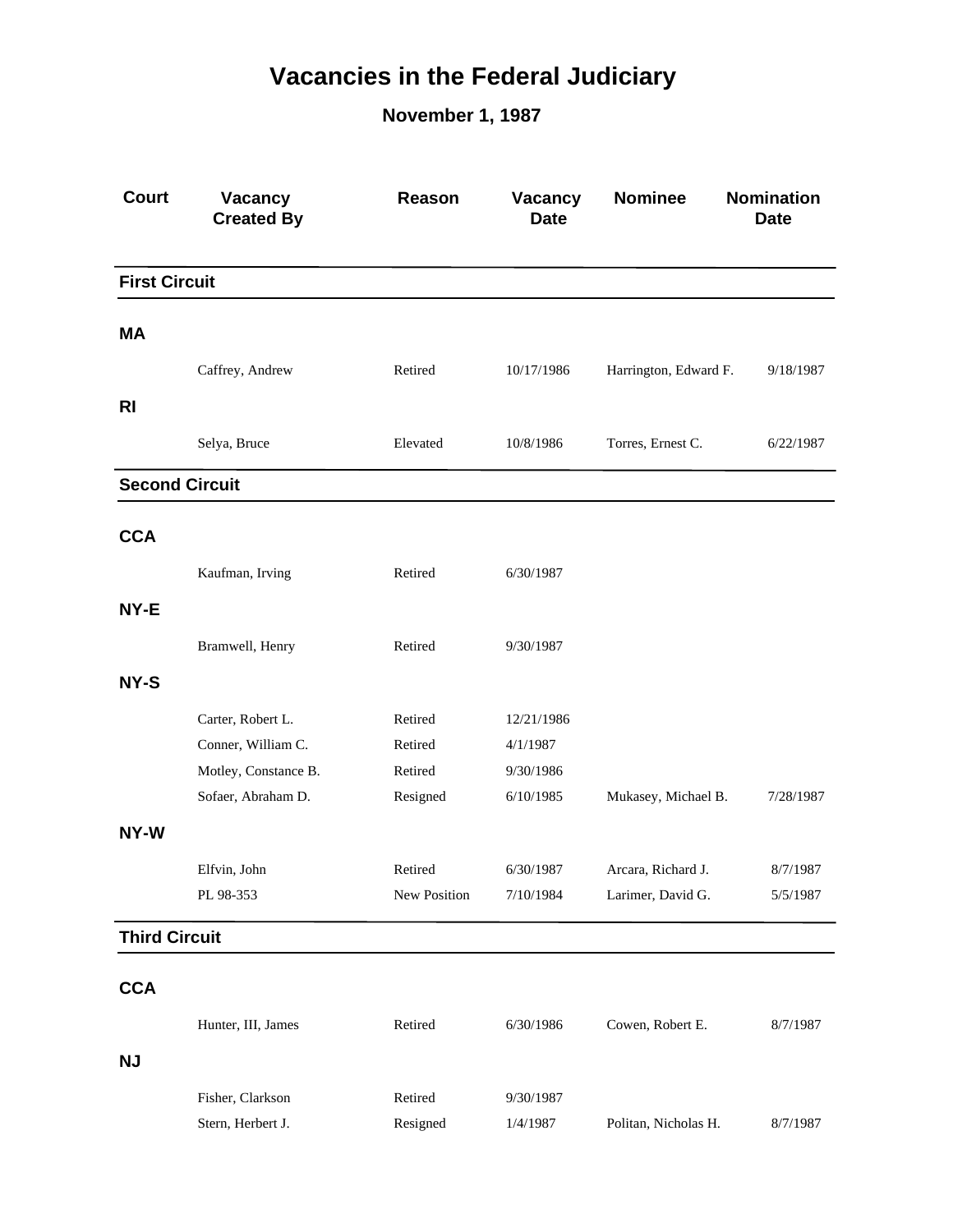# Vacancies in the Federal Judiciary

## November 1, 1987

| Court | Vacancy Created By | Reason | Vacancy Date | Nominee | Nomination Date |
|---|---|---|---|---|---|
| **First Circuit** | | | | | |
| **MA** | | | | | |
| | Caffrey, Andrew | Retired | 10/17/1986 | Harrington, Edward F. | 9/18/1987 |
| **RI** | | | | | |
| | Selya, Bruce | Elevated | 10/8/1986 | Torres, Ernest C. | 6/22/1987 |
| **Second Circuit** | | | | | |
| **CCA** | | | | | |
| | Kaufman, Irving | Retired | 6/30/1987 | | |
| **NY-E** | | | | | |
| | Bramwell, Henry | Retired | 9/30/1987 | | |
| **NY-S** | | | | | |
| | Carter, Robert L. | Retired | 12/21/1986 | | |
| | Conner, William C. | Retired | 4/1/1987 | | |
| | Motley, Constance B. | Retired | 9/30/1986 | | |
| | Sofaer, Abraham D. | Resigned | 6/10/1985 | Mukasey, Michael B. | 7/28/1987 |
| **NY-W** | | | | | |
| | Elfvin, John | Retired | 6/30/1987 | Arcara, Richard J. | 8/7/1987 |
| | PL 98-353 | New Position | 7/10/1984 | Larimer, David G. | 5/5/1987 |
| **Third Circuit** | | | | | |
| **CCA** | | | | | |
| | Hunter, III, James | Retired | 6/30/1986 | Cowen, Robert E. | 8/7/1987 |
| **NJ** | | | | | |
| | Fisher, Clarkson | Retired | 9/30/1987 | | |
| | Stern, Herbert J. | Resigned | 1/4/1987 | Politan, Nicholas H. | 8/7/1987 |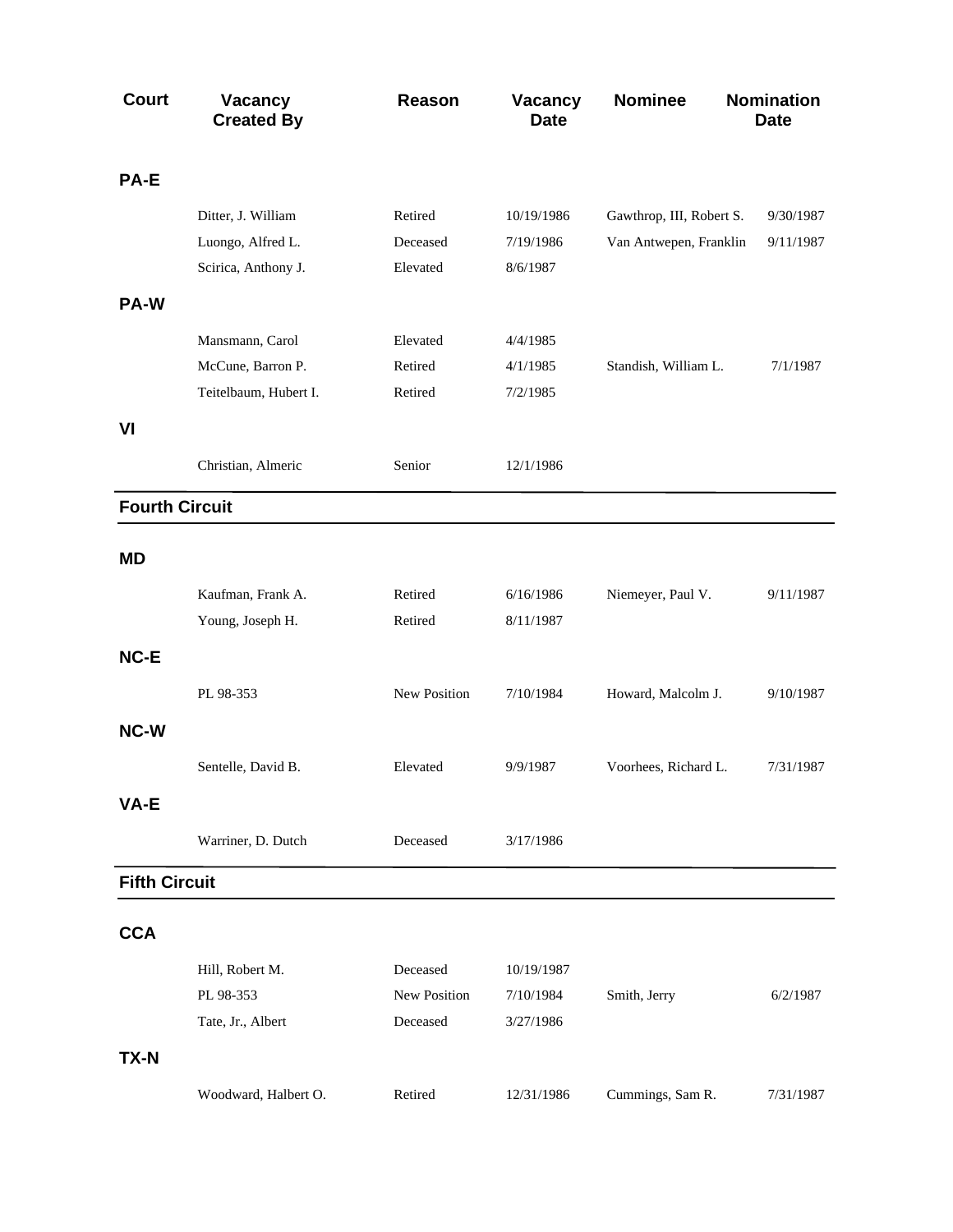| Court | Vacancy Created By | Reason | Vacancy Date | Nominee | Nomination Date |
|---|---|---|---|---|---|
| **PA-E** | | | | | |
| | Ditter, J. William | Retired | 10/19/1986 | Gawthrop, III, Robert S. | 9/30/1987 |
| | Luongo, Alfred L. | Deceased | 7/19/1986 | Van Antwepen, Franklin | 9/11/1987 |
| | Scirica, Anthony J. | Elevated | 8/6/1987 | | |
| **PA-W** | | | | | |
| | Mansmann, Carol | Elevated | 4/4/1985 | | |
| | McCune, Barron P. | Retired | 4/1/1985 | Standish, William L. | 7/1/1987 |
| | Teitelbaum, Hubert I. | Retired | 7/2/1985 | | |
| **VI** | | | | | |
| | Christian, Almeric | Senior | 12/1/1986 | | |

## Fourth Circuit

| Court | Vacancy Created By | Reason | Vacancy Date | Nominee | Nomination Date |
|---|---|---|---|---|---|
| **MD** | | | | | |
| | Kaufman, Frank A. | Retired | 6/16/1986 | Niemeyer, Paul V. | 9/11/1987 |
| | Young, Joseph H. | Retired | 8/11/1987 | | |
| **NC-E** | | | | | |
| | PL 98-353 | New Position | 7/10/1984 | Howard, Malcolm J. | 9/10/1987 |
| **NC-W** | | | | | |
| | Sentelle, David B. | Elevated | 9/9/1987 | Voorhees, Richard L. | 7/31/1987 |
| **VA-E** | | | | | |
| | Warriner, D. Dutch | Deceased | 3/17/1986 | | |

## Fifth Circuit

| Court | Vacancy Created By | Reason | Vacancy Date | Nominee | Nomination Date |
|---|---|---|---|---|---|
| **CCA** | | | | | |
| | Hill, Robert M. | Deceased | 10/19/1987 | | |
| | PL 98-353 | New Position | 7/10/1984 | Smith, Jerry | 6/2/1987 |
| | Tate, Jr., Albert | Deceased | 3/27/1986 | | |
| **TX-N** | | | | | |
| | Woodward, Halbert O. | Retired | 12/31/1986 | Cummings, Sam R. | 7/31/1987 |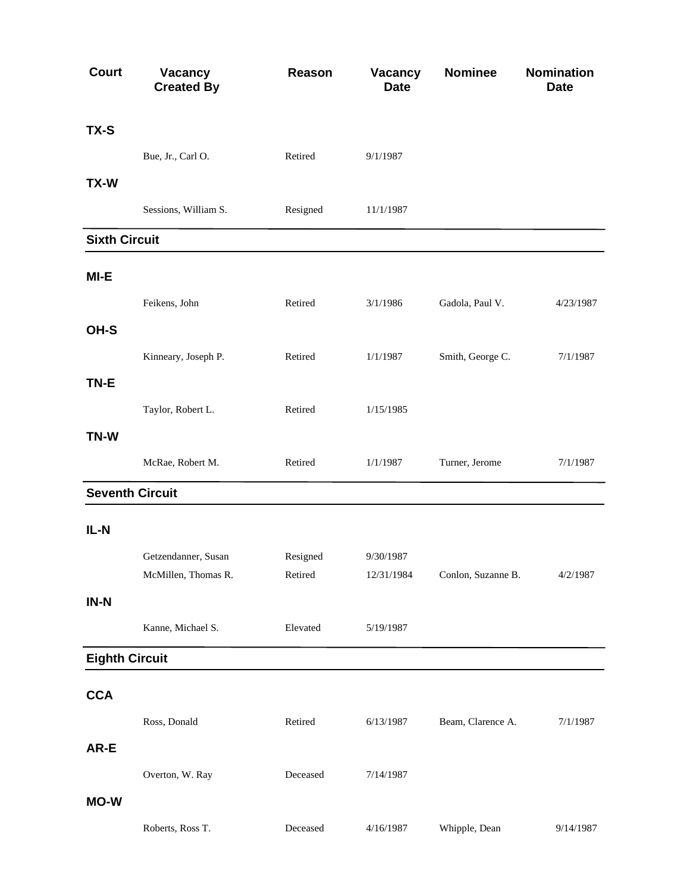| Court | Vacancy Created By | Reason | Vacancy Date | Nominee | Nomination Date |
|---|---|---|---|---|---|
| **TX-S** | | | | | |
| | Bue, Jr., Carl O. | Retired | 9/1/1987 | | |
| **TX-W** | | | | | |
| | Sessions, William S. | Resigned | 11/1/1987 | | |
| **Sixth Circuit** | | | | | |
| **MI-E** | | | | | |
| | Feikens, John | Retired | 3/1/1986 | Gadola, Paul V. | 4/23/1987 |
| **OH-S** | | | | | |
| | Kinneary, Joseph P. | Retired | 1/1/1987 | Smith, George C. | 7/1/1987 |
| **TN-E** | | | | | |
| | Taylor, Robert L. | Retired | 1/15/1985 | | |
| **TN-W** | | | | | |
| | McRae, Robert M. | Retired | 1/1/1987 | Turner, Jerome | 7/1/1987 |
| **Seventh Circuit** | | | | | |
| **IL-N** | | | | | |
| | Getzendanner, Susan | Resigned | 9/30/1987 | | |
| | McMillen, Thomas R. | Retired | 12/31/1984 | Conlon, Suzanne B. | 4/2/1987 |
| **IN-N** | | | | | |
| | Kanne, Michael S. | Elevated | 5/19/1987 | | |
| **Eighth Circuit** | | | | | |
| **CCA** | | | | | |
| | Ross, Donald | Retired | 6/13/1987 | Beam, Clarence A. | 7/1/1987 |
| **AR-E** | | | | | |
| | Overton, W. Ray | Deceased | 7/14/1987 | | |
| **MO-W** | | | | | |
| | Roberts, Ross T. | Deceased | 4/16/1987 | Whipple, Dean | 9/14/1987 |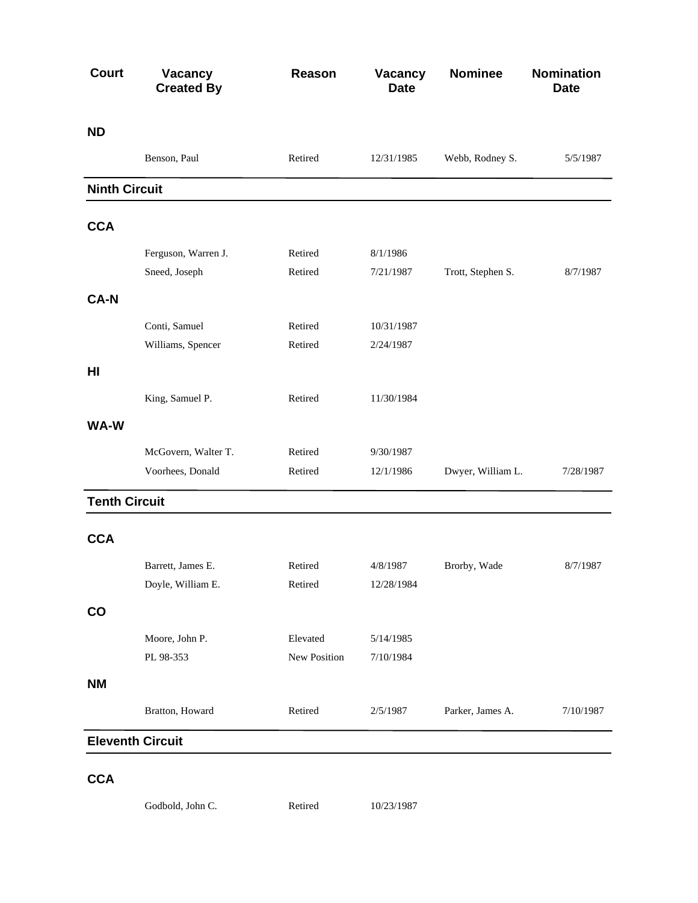| Court | Vacancy Created By | Reason | Vacancy Date | Nominee | Nomination Date |
|---|---|---|---|---|---|
| **ND** | | | | | |
| | Benson, Paul | Retired | 12/31/1985 | Webb, Rodney S. | 5/5/1987 |

## Ninth Circuit

| Court | Vacancy Created By | Reason | Vacancy Date | Nominee | Nomination Date |
|---|---|---|---|---|---|
| **CCA** | | | | | |
| | Ferguson, Warren J. | Retired | 8/1/1986 | | |
| | Sneed, Joseph | Retired | 7/21/1987 | Trott, Stephen S. | 8/7/1987 |
| **CA-N** | | | | | |
| | Conti, Samuel | Retired | 10/31/1987 | | |
| | Williams, Spencer | Retired | 2/24/1987 | | |
| **HI** | | | | | |
| | King, Samuel P. | Retired | 11/30/1984 | | |
| **WA-W** | | | | | |
| | McGovern, Walter T. | Retired | 9/30/1987 | | |
| | Voorhees, Donald | Retired | 12/1/1986 | Dwyer, William L. | 7/28/1987 |

## Tenth Circuit

| Court | Vacancy Created By | Reason | Vacancy Date | Nominee | Nomination Date |
|---|---|---|---|---|---|
| **CCA** | | | | | |
| | Barrett, James E. | Retired | 4/8/1987 | Brorby, Wade | 8/7/1987 |
| | Doyle, William E. | Retired | 12/28/1984 | | |
| **CO** | | | | | |
| | Moore, John P. | Elevated | 5/14/1985 | | |
| | PL 98-353 | New Position | 7/10/1984 | | |
| **NM** | | | | | |
| | Bratton, Howard | Retired | 2/5/1987 | Parker, James A. | 7/10/1987 |

## Eleventh Circuit

| Court | Vacancy Created By | Reason | Vacancy Date | Nominee | Nomination Date |
|---|---|---|---|---|---|
| **CCA** | | | | | |
| | Godbold, John C. | Retired | 10/23/1987 | | |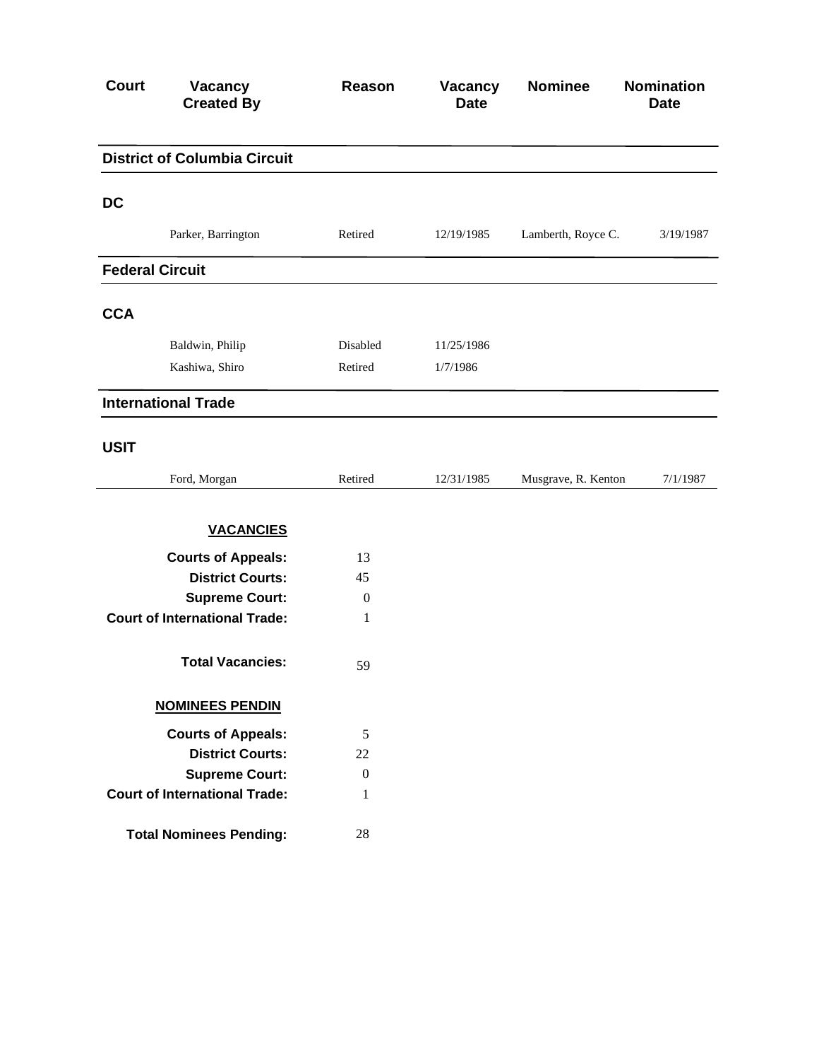| Court | Vacancy Created By | Reason | Vacancy Date | Nominee | Nomination Date |
| --- | --- | --- | --- | --- | --- |
| **District of Columbia Circuit** | | | | | |
| **DC** | | | | | |
| | Parker, Barrington | Retired | 12/19/1985 | Lamberth, Royce C. | 3/19/1987 |
| **Federal Circuit** | | | | | |
| **CCA** | | | | | |
| | Baldwin, Philip | Disabled | 11/25/1986 | | |
| | Kashiwa, Shiro | Retired | 1/7/1986 | | |
| **International Trade** | | | | | |
| **USIT** | | | | | |
| | Ford, Morgan | Retired | 12/31/1985 | Musgrave, R. Kenton | 7/1/1987 |

**VACANCIES**

| | |
| --- | --- |
| **Courts of Appeals:** | 13 |
| **District Courts:** | 45 |
| **Supreme Court:** | 0 |
| **Court of International Trade:** | 1 |
| **Total Vacancies:** | 59 |

**NOMINEES PENDIN**

| | |
| --- | --- |
| **Courts of Appeals:** | 5 |
| **District Courts:** | 22 |
| **Supreme Court:** | 0 |
| **Court of International Trade:** | 1 |
| **Total Nominees Pending:** | 28 |